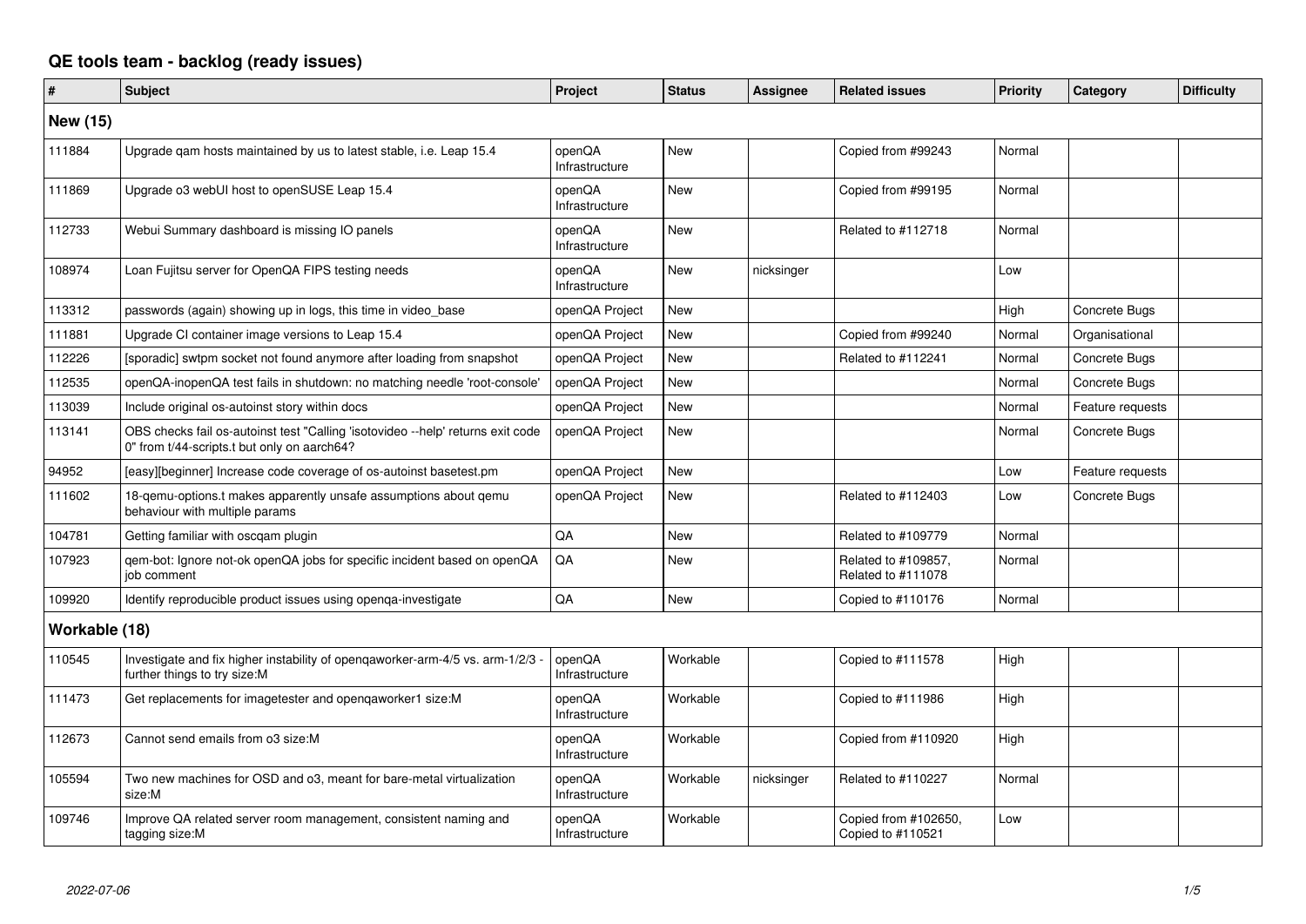# QE tools team - backlog (ready issues)

| # | Subject | Project | Status | Assignee | Related issues | Priority | Category | Difficulty |
|---|---|---|---|---|---|---|---|---|
| **New (15)** | | | | | | | | |
| 111884 | Upgrade qam hosts maintained by us to latest stable, i.e. Leap 15.4 | openQA Infrastructure | New | | Copied from #99243 | Normal | | |
| 111869 | Upgrade o3 webUI host to openSUSE Leap 15.4 | openQA Infrastructure | New | | Copied from #99195 | Normal | | |
| 112733 | Webui Summary dashboard is missing IO panels | openQA Infrastructure | New | | Related to #112718 | Normal | | |
| 108974 | Loan Fujitsu server for OpenQA FIPS testing needs | openQA Infrastructure | New | nicksinger | | Low | | |
| 113312 | passwords (again) showing up in logs, this time in video_base | openQA Project | New | | | High | Concrete Bugs | |
| 111881 | Upgrade CI container image versions to Leap 15.4 | openQA Project | New | | Copied from #99240 | Normal | Organisational | |
| 112226 | [sporadic] swtpm socket not found anymore after loading from snapshot | openQA Project | New | | Related to #112241 | Normal | Concrete Bugs | |
| 112535 | openQA-inopenQA test fails in shutdown: no matching needle 'root-console' | openQA Project | New | | | Normal | Concrete Bugs | |
| 113039 | Include original os-autoinst story within docs | openQA Project | New | | | Normal | Feature requests | |
| 113141 | OBS checks fail os-autoinst test "Calling 'isotovideo --help' returns exit code 0" from t/44-scripts.t but only on aarch64? | openQA Project | New | | | Normal | Concrete Bugs | |
| 94952 | [easy][beginner] Increase code coverage of os-autoinst basetest.pm | openQA Project | New | | | Low | Feature requests | |
| 111602 | 18-qemu-options.t makes apparently unsafe assumptions about qemu behaviour with multiple params | openQA Project | New | | Related to #112403 | Low | Concrete Bugs | |
| 104781 | Getting familiar with oscqam plugin | QA | New | | Related to #109779 | Normal | | |
| 107923 | qem-bot: Ignore not-ok openQA jobs for specific incident based on openQA job comment | QA | New | | Related to #109857, Related to #111078 | Normal | | |
| 109920 | Identify reproducible product issues using openqa-investigate | QA | New | | Copied to #110176 | Normal | | |
| **Workable (18)** | | | | | | | | |
| 110545 | Investigate and fix higher instability of openqaworker-arm-4/5 vs. arm-1/2/3 - further things to try size:M | openQA Infrastructure | Workable | | Copied to #111578 | High | | |
| 111473 | Get replacements for imagetester and openqaworker1 size:M | openQA Infrastructure | Workable | | Copied to #111986 | High | | |
| 112673 | Cannot send emails from o3 size:M | openQA Infrastructure | Workable | | Copied from #110920 | High | | |
| 105594 | Two new machines for OSD and o3, meant for bare-metal virtualization size:M | openQA Infrastructure | Workable | nicksinger | Related to #110227 | Normal | | |
| 109746 | Improve QA related server room management, consistent naming and tagging size:M | openQA Infrastructure | Workable | | Copied from #102650, Copied to #110521 | Low | | |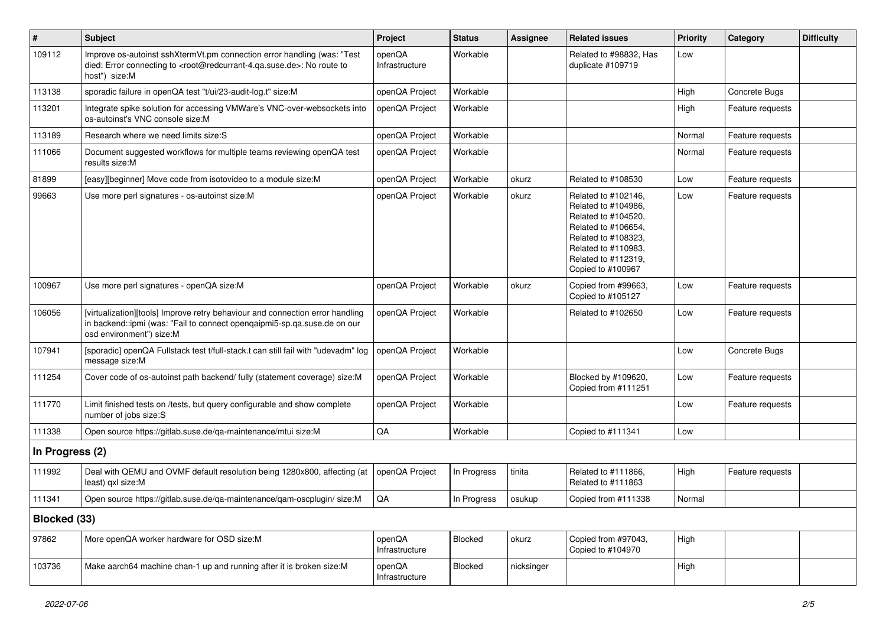| # | Subject | Project | Status | Assignee | Related issues | Priority | Category | Difficulty |
|---|---|---|---|---|---|---|---|---|
| 109112 | Improve os-autoinst sshXtermVt.pm connection error handling (was: "Test died: Error connecting to <root@redcurrant-4.qa.suse.de>: No route to host") size:M | openQA Infrastructure | Workable | | Related to #98832, Has duplicate #109719 | Low | | |
| 113138 | sporadic failure in openQA test "t/ui/23-audit-log.t" size:M | openQA Project | Workable | | | High | Concrete Bugs | |
| 113201 | Integrate spike solution for accessing VMWare's VNC-over-websockets into os-autoinst's VNC console size:M | openQA Project | Workable | | | High | Feature requests | |
| 113189 | Research where we need limits size:S | openQA Project | Workable | | | Normal | Feature requests | |
| 111066 | Document suggested workflows for multiple teams reviewing openQA test results size:M | openQA Project | Workable | | | Normal | Feature requests | |
| 81899 | [easy][beginner] Move code from isotovideo to a module size:M | openQA Project | Workable | okurz | Related to #108530 | Low | Feature requests | |
| 99663 | Use more perl signatures - os-autoinst size:M | openQA Project | Workable | okurz | Related to #102146, Related to #104986, Related to #104520, Related to #106654, Related to #108323, Related to #110983, Related to #112319, Copied to #100967 | Low | Feature requests | |
| 100967 | Use more perl signatures - openQA size:M | openQA Project | Workable | okurz | Copied from #99663, Copied to #105127 | Low | Feature requests | |
| 106056 | [virtualization][tools] Improve retry behaviour and connection error handling in backend::ipmi (was: "Fail to connect openqaipmi5-sp.qa.suse.de on our osd environment") size:M | openQA Project | Workable | | Related to #102650 | Low | Feature requests | |
| 107941 | [sporadic] openQA Fullstack test t/full-stack.t can still fail with "udevadm" log message size:M | openQA Project | Workable | | | Low | Concrete Bugs | |
| 111254 | Cover code of os-autoinst path backend/ fully (statement coverage) size:M | openQA Project | Workable | | Blocked by #109620, Copied from #111251 | Low | Feature requests | |
| 111770 | Limit finished tests on /tests, but query configurable and show complete number of jobs size:S | openQA Project | Workable | | | Low | Feature requests | |
| 111338 | Open source https://gitlab.suse.de/qa-maintenance/mtui size:M | QA | Workable | | Copied to #111341 | Low | | |
| **In Progress (2)** | | | | | | | | |
| 111992 | Deal with QEMU and OVMF default resolution being 1280x800, affecting (at least) qxl size:M | openQA Project | In Progress | tinita | Related to #111866, Related to #111863 | High | Feature requests | |
| 111341 | Open source https://gitlab.suse.de/qa-maintenance/qam-oscplugin/ size:M | QA | In Progress | osukup | Copied from #111338 | Normal | | |
| **Blocked (33)** | | | | | | | | |
| 97862 | More openQA worker hardware for OSD size:M | openQA Infrastructure | Blocked | okurz | Copied from #97043, Copied to #104970 | High | | |
| 103736 | Make aarch64 machine chan-1 up and running after it is broken size:M | openQA Infrastructure | Blocked | nicksinger | | High | | |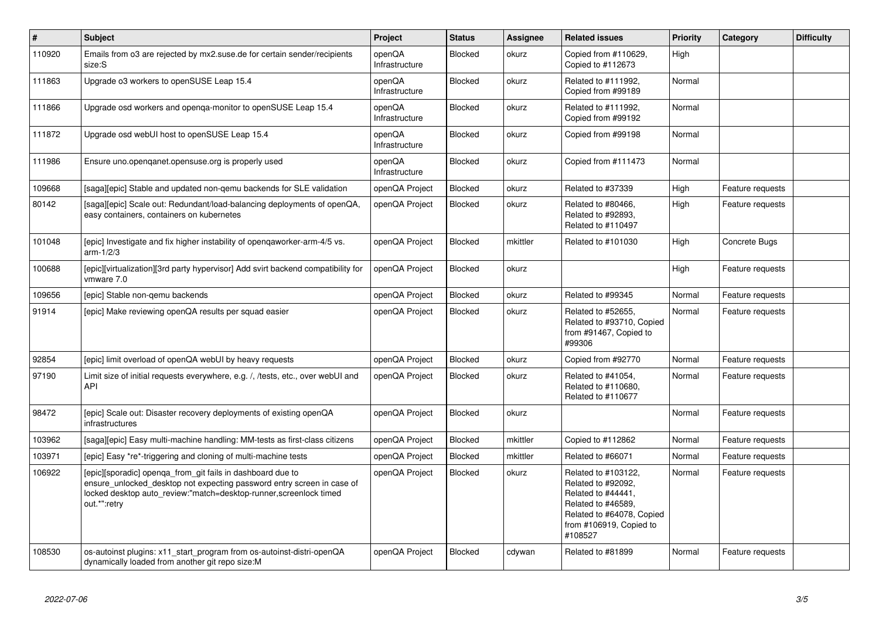| # | Subject | Project | Status | Assignee | Related issues | Priority | Category | Difficulty |
|---|---|---|---|---|---|---|---|---|
| 110920 | Emails from o3 are rejected by mx2.suse.de for certain sender/recipients size:S | openQA Infrastructure | Blocked | okurz | Copied from #110629, Copied to #112673 | High | | |
| 111863 | Upgrade o3 workers to openSUSE Leap 15.4 | openQA Infrastructure | Blocked | okurz | Related to #111992, Copied from #99189 | Normal | | |
| 111866 | Upgrade osd workers and openqa-monitor to openSUSE Leap 15.4 | openQA Infrastructure | Blocked | okurz | Related to #111992, Copied from #99192 | Normal | | |
| 111872 | Upgrade osd webUI host to openSUSE Leap 15.4 | openQA Infrastructure | Blocked | okurz | Copied from #99198 | Normal | | |
| 111986 | Ensure uno.openqanet.opensuse.org is properly used | openQA Infrastructure | Blocked | okurz | Copied from #111473 | Normal | | |
| 109668 | [saga][epic] Stable and updated non-qemu backends for SLE validation | openQA Project | Blocked | okurz | Related to #37339 | High | Feature requests | |
| 80142 | [saga][epic] Scale out: Redundant/load-balancing deployments of openQA, easy containers, containers on kubernetes | openQA Project | Blocked | okurz | Related to #80466, Related to #92893, Related to #110497 | High | Feature requests | |
| 101048 | [epic] Investigate and fix higher instability of openqaworker-arm-4/5 vs. arm-1/2/3 | openQA Project | Blocked | mkittler | Related to #101030 | High | Concrete Bugs | |
| 100688 | [epic][virtualization][3rd party hypervisor] Add svirt backend compatibility for vmware 7.0 | openQA Project | Blocked | okurz | | High | Feature requests | |
| 109656 | [epic] Stable non-qemu backends | openQA Project | Blocked | okurz | Related to #99345 | Normal | Feature requests | |
| 91914 | [epic] Make reviewing openQA results per squad easier | openQA Project | Blocked | okurz | Related to #52655, Related to #93710, Copied from #91467, Copied to #99306 | Normal | Feature requests | |
| 92854 | [epic] limit overload of openQA webUI by heavy requests | openQA Project | Blocked | okurz | Copied from #92770 | Normal | Feature requests | |
| 97190 | Limit size of initial requests everywhere, e.g. /, /tests, etc., over webUI and API | openQA Project | Blocked | okurz | Related to #41054, Related to #110680, Related to #110677 | Normal | Feature requests | |
| 98472 | [epic] Scale out: Disaster recovery deployments of existing openQA infrastructures | openQA Project | Blocked | okurz | | Normal | Feature requests | |
| 103962 | [saga][epic] Easy multi-machine handling: MM-tests as first-class citizens | openQA Project | Blocked | mkittler | Copied to #112862 | Normal | Feature requests | |
| 103971 | [epic] Easy *re*-triggering and cloning of multi-machine tests | openQA Project | Blocked | mkittler | Related to #66071 | Normal | Feature requests | |
| 106922 | [epic][sporadic] openqa_from_git fails in dashboard due to ensure_unlocked_desktop not expecting password entry screen in case of locked desktop auto_review:"match=desktop-runner,screenlock timed out.*":retry | openQA Project | Blocked | okurz | Related to #103122, Related to #92092, Related to #44441, Related to #46589, Related to #64078, Copied from #106919, Copied to #108527 | Normal | Feature requests | |
| 108530 | os-autoinst plugins: x11_start_program from os-autoinst-distri-openQA dynamically loaded from another git repo size:M | openQA Project | Blocked | cdywan | Related to #81899 | Normal | Feature requests | |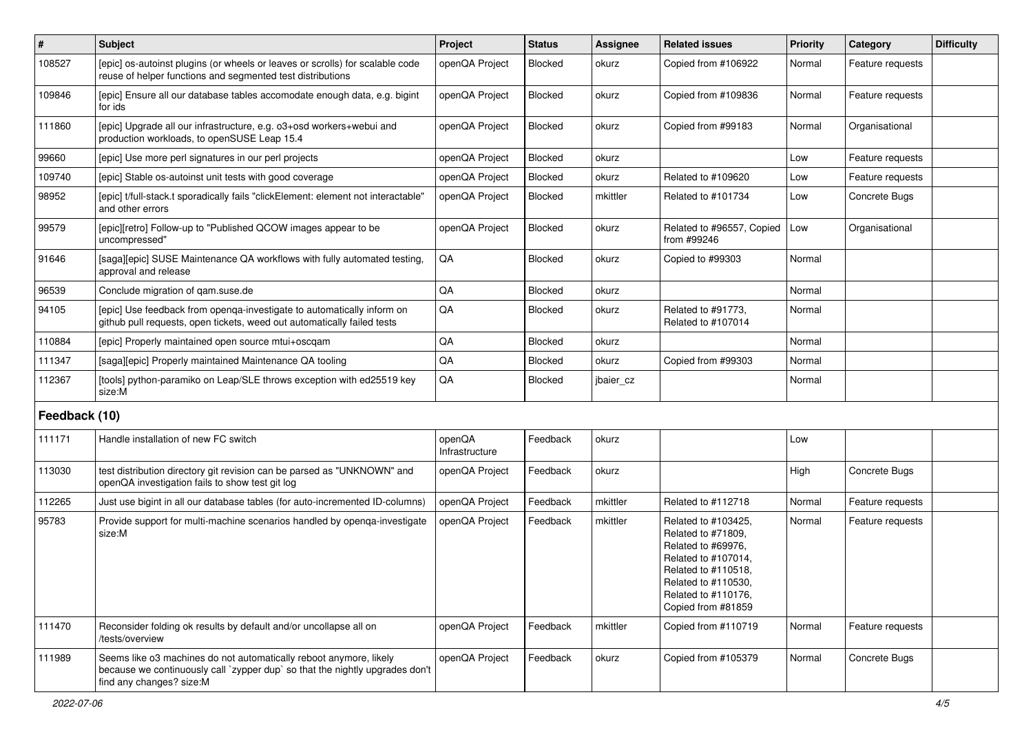| # | Subject | Project | Status | Assignee | Related issues | Priority | Category | Difficulty |
|---|---|---|---|---|---|---|---|---|
| 108527 | [epic] os-autoinst plugins (or wheels or leaves or scrolls) for scalable code reuse of helper functions and segmented test distributions | openQA Project | Blocked | okurz | Copied from #106922 | Normal | Feature requests | |
| 109846 | [epic] Ensure all our database tables accomodate enough data, e.g. bigint for ids | openQA Project | Blocked | okurz | Copied from #109836 | Normal | Feature requests | |
| 111860 | [epic] Upgrade all our infrastructure, e.g. o3+osd workers+webui and production workloads, to openSUSE Leap 15.4 | openQA Project | Blocked | okurz | Copied from #99183 | Normal | Organisational | |
| 99660 | [epic] Use more perl signatures in our perl projects | openQA Project | Blocked | okurz | | Low | Feature requests | |
| 109740 | [epic] Stable os-autoinst unit tests with good coverage | openQA Project | Blocked | okurz | Related to #109620 | Low | Feature requests | |
| 98952 | [epic] t/full-stack.t sporadically fails "clickElement: element not interactable" and other errors | openQA Project | Blocked | mkittler | Related to #101734 | Low | Concrete Bugs | |
| 99579 | [epic][retro] Follow-up to "Published QCOW images appear to be uncompressed" | openQA Project | Blocked | okurz | Related to #96557, Copied from #99246 | Low | Organisational | |
| 91646 | [saga][epic] SUSE Maintenance QA workflows with fully automated testing, approval and release | QA | Blocked | okurz | Copied to #99303 | Normal | | |
| 96539 | Conclude migration of qam.suse.de | QA | Blocked | okurz | | Normal | | |
| 94105 | [epic] Use feedback from openqa-investigate to automatically inform on github pull requests, open tickets, weed out automatically failed tests | QA | Blocked | okurz | Related to #91773, Related to #107014 | Normal | | |
| 110884 | [epic] Properly maintained open source mtui+oscqam | QA | Blocked | okurz | | Normal | | |
| 111347 | [saga][epic] Properly maintained Maintenance QA tooling | QA | Blocked | okurz | Copied from #99303 | Normal | | |
| 112367 | [tools] python-paramiko on Leap/SLE throws exception with ed25519 key size:M | QA | Blocked | jbaier_cz | | Normal | | |

## Feedback (10)

| # | Subject | Project | Status | Assignee | Related issues | Priority | Category | Difficulty |
|---|---|---|---|---|---|---|---|---|
| 111171 | Handle installation of new FC switch | openQA Infrastructure | Feedback | okurz | | Low | | |
| 113030 | test distribution directory git revision can be parsed as "UNKNOWN" and openQA investigation fails to show test git log | openQA Project | Feedback | okurz | | High | Concrete Bugs | |
| 112265 | Just use bigint in all our database tables (for auto-incremented ID-columns) | openQA Project | Feedback | mkittler | Related to #112718 | Normal | Feature requests | |
| 95783 | Provide support for multi-machine scenarios handled by openqa-investigate size:M | openQA Project | Feedback | mkittler | Related to #103425, Related to #71809, Related to #69976, Related to #107014, Related to #110518, Related to #110530, Related to #110176, Copied from #81859 | Normal | Feature requests | |
| 111470 | Reconsider folding ok results by default and/or uncollapse all on /tests/overview | openQA Project | Feedback | mkittler | Copied from #110719 | Normal | Feature requests | |
| 111989 | Seems like o3 machines do not automatically reboot anymore, likely because we continuously call `zypper dup` so that the nightly upgrades don't find any changes? size:M | openQA Project | Feedback | okurz | Copied from #105379 | Normal | Concrete Bugs | |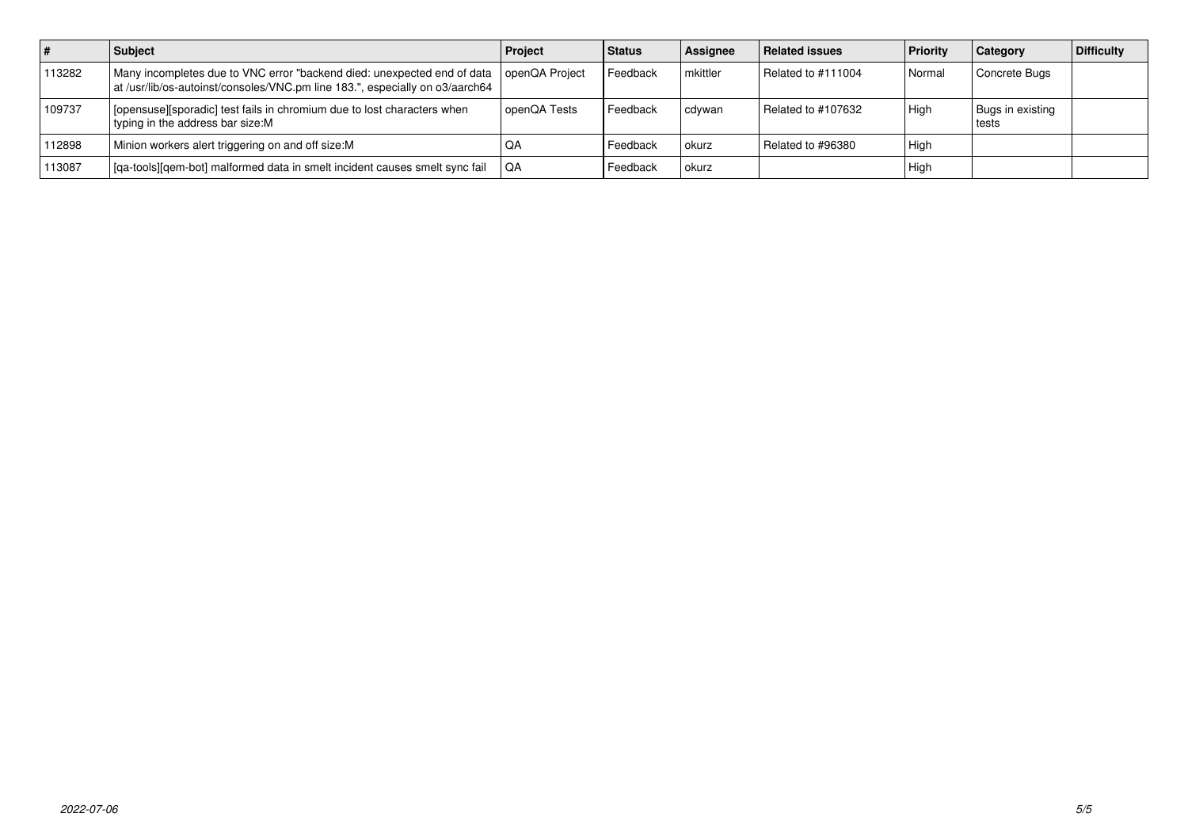| # | Subject | Project | Status | Assignee | Related issues | Priority | Category | Difficulty |
|---|---|---|---|---|---|---|---|---|
| 113282 | Many incompletes due to VNC error "backend died: unexpected end of data at /usr/lib/os-autoinst/consoles/VNC.pm line 183.", especially on o3/aarch64 | openQA Project | Feedback | mkittler | Related to #111004 | Normal | Concrete Bugs | |
| 109737 | [opensuse][sporadic] test fails in chromium due to lost characters when typing in the address bar size:M | openQA Tests | Feedback | cdywan | Related to #107632 | High | Bugs in existing tests | |
| 112898 | Minion workers alert triggering on and off size:M | QA | Feedback | okurz | Related to #96380 | High | | |
| 113087 | [qa-tools][qem-bot] malformed data in smelt incident causes smelt sync fail | QA | Feedback | okurz | | High | | |

*2022-07-06*